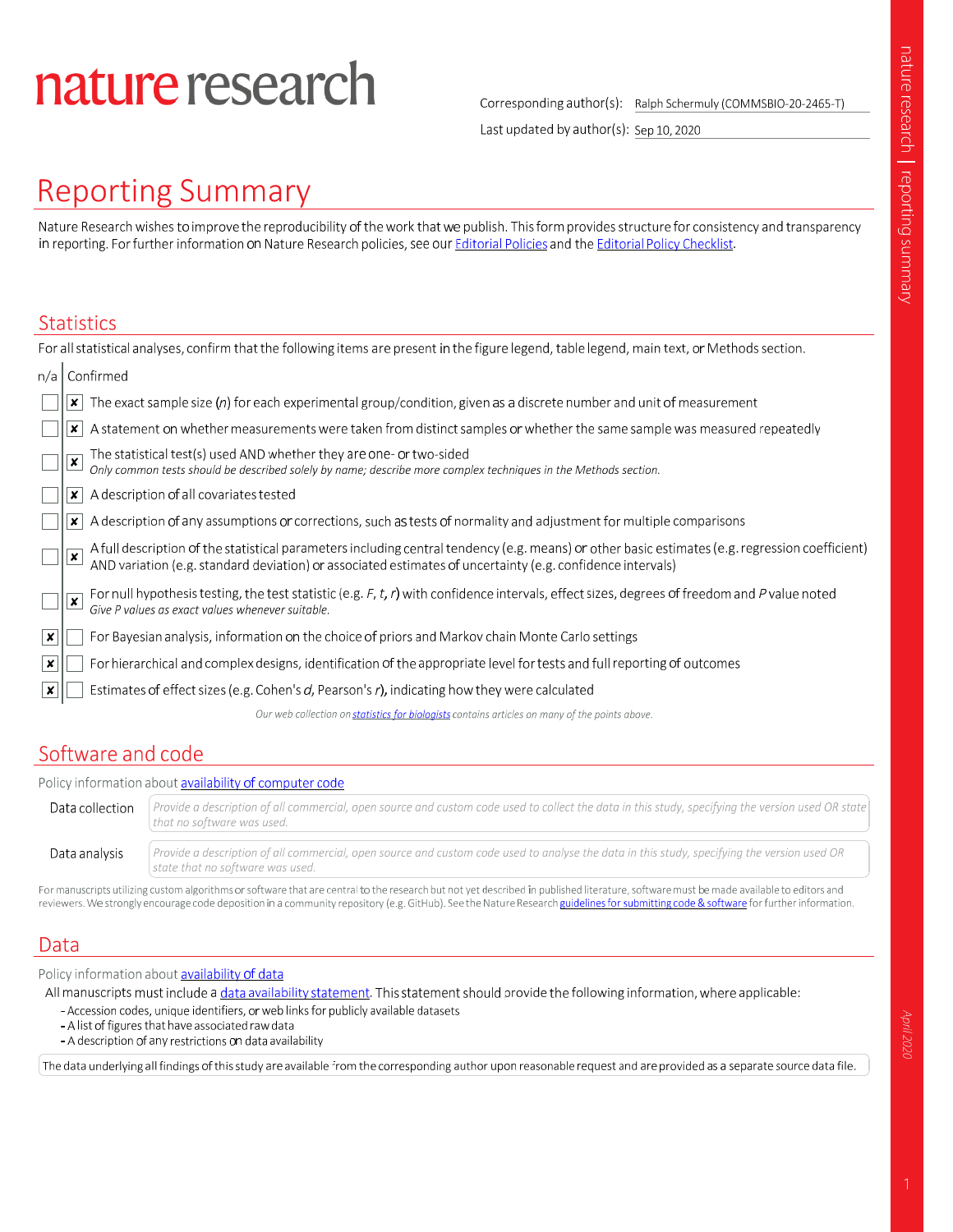nature research

Corresponding author(s): Ralph Schermuly (COMMSBIO-20-2465-T)

Last updated by author(s): Sep 10, 2020

# Reporting Summary

Nature Research wishes to improve the reproducibility of the work that we publish. This form provides structure for consistency and transparency in reporting. For further information on Nature Research policies, see our Editorial Policies and the Editorial Policy Checklist.

## Statistics

For all statistical analyses, confirm that the following items are present in the figure legend, table legend, main text, or Methods section.

| n/a | Confirmed | |
|---|---|---|
| ☐ | ☒ | The exact sample size ($n$) for each experimental group/condition, given as a discrete number and unit of measurement |
| ☐ | ☒ | A statement on whether measurements were taken from distinct samples or whether the same sample was measured repeatedly |
| ☐ | ☒ | The statistical test(s) used AND whether they are one- or two-sided<br>*Only common tests should be described solely by name; describe more complex techniques in the Methods section.* |
| ☐ | ☒ | A description of all covariates tested |
| ☐ | ☒ | A description of any assumptions or corrections, such as tests of normality and adjustment for multiple comparisons |
| ☐ | ☒ | A full description of the statistical parameters including central tendency (e.g. means) or other basic estimates (e.g. regression coefficient) AND variation (e.g. standard deviation) or associated estimates of uncertainty (e.g. confidence intervals) |
| ☐ | ☒ | For null hypothesis testing, the test statistic (e.g. $F$, $t$, $r$) with confidence intervals, effect sizes, degrees of freedom and $P$ value noted<br>*Give P values as exact values whenever suitable.* |
| ☒ | ☐ | For Bayesian analysis, information on the choice of priors and Markov chain Monte Carlo settings |
| ☒ | ☐ | For hierarchical and complex designs, identification of the appropriate level for tests and full reporting of outcomes |
| ☒ | ☐ | Estimates of effect sizes (e.g. Cohen's $d$, Pearson's $r$), indicating how they were calculated |

*Our web collection on statistics for biologists contains articles on many of the points above.*

## Software and code

Policy information about availability of computer code

Data collection: *Provide a description of all commercial, open source and custom code used to collect the data in this study, specifying the version used OR state that no software was used.*

Data analysis: *Provide a description of all commercial, open source and custom code used to analyse the data in this study, specifying the version used OR state that no software was used.*

For manuscripts utilizing custom algorithms or software that are central to the research but not yet described in published literature, software must be made available to editors and reviewers. We strongly encourage code deposition in a community repository (e.g. GitHub). See the Nature Research guidelines for submitting code & software for further information.

## Data

Policy information about availability of data

All manuscripts must include a data availability statement. This statement should provide the following information, where applicable:

- Accession codes, unique identifiers, or web links for publicly available datasets
- A list of figures that have associated raw data
- A description of any restrictions on data availability

The data underlying all findings of this study are available from the corresponding author upon reasonable request and are provided as a separate source data file.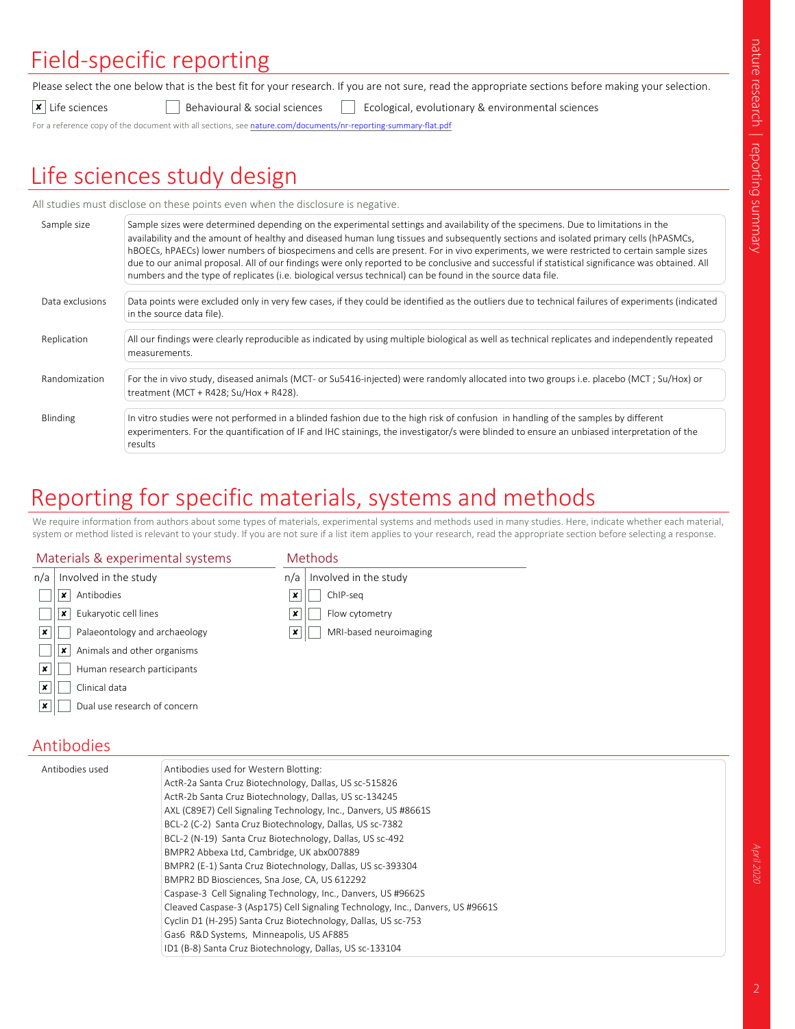# Field-specific reporting

Please select the one below that is the best fit for your research. If you are not sure, read the appropriate sections before making your selection.

☒ Life sciences ☐ Behavioural & social sciences ☐ Ecological, evolutionary & environmental sciences

For a reference copy of the document with all sections, see nature.com/documents/nr-reporting-summary-flat.pdf

# Life sciences study design

All studies must disclose on these points even when the disclosure is negative.

| | |
|---|---|
| Sample size | Sample sizes were determined depending on the experimental settings and availability of the specimens. Due to limitations in the availability and the amount of healthy and diseased human lung tissues and subsequently sections and isolated primary cells (hPASMCs, hBOECs, hPAECs) lower numbers of biospecimens and cells are present. For in vivo experiments, we were restricted to certain sample sizes due to our animal proposal. All of our findings were only reported to be conclusive and successful if statistical significance was obtained. All numbers and the type of replicates (i.e. biological versus technical) can be found in the source data file. |
| Data exclusions | Data points were excluded only in very few cases, if they could be identified as the outliers due to technical failures of experiments (indicated in the source data file). |
| Replication | All our findings were clearly reproducible as indicated by using multiple biological as well as technical replicates and independently repeated measurements. |
| Randomization | For the in vivo study, diseased animals (MCT- or Su5416-injected) were randomly allocated into two groups i.e. placebo (MCT ; Su/Hox) or treatment (MCT + R428; Su/Hox + R428). |
| Blinding | In vitro studies were not performed in a blinded fashion due to the high risk of confusion in handling of the samples by different experimenters. For the quantification of IF and IHC stainings, the investigator/s were blinded to ensure an unbiased interpretation of the results |

# Reporting for specific materials, systems and methods

We require information from authors about some types of materials, experimental systems and methods used in many studies. Here, indicate whether each material, system or method listed is relevant to your study. If you are not sure if a list item applies to your research, read the appropriate section before selecting a response.

## Materials & experimental systems

| n/a | Involved in the study |
|---|---|
| ☐ | ☒ Antibodies |
| ☐ | ☒ Eukaryotic cell lines |
| ☒ | ☐ Palaeontology and archaeology |
| ☐ | ☒ Animals and other organisms |
| ☒ | ☐ Human research participants |
| ☒ | ☐ Clinical data |
| ☒ | ☐ Dual use research of concern |

## Methods

| n/a | Involved in the study |
|---|---|
| ☒ | ☐ ChIP-seq |
| ☒ | ☐ Flow cytometry |
| ☒ | ☐ MRI-based neuroimaging |

## Antibodies

Antibodies used

Antibodies used for Western Blotting:
ActR-2a Santa Cruz Biotechnology, Dallas, US sc-515826
ActR-2b Santa Cruz Biotechnology, Dallas, US sc-134245
AXL (C89E7) Cell Signaling Technology, Inc., Danvers, US #8661S
BCL-2 (C-2) Santa Cruz Biotechnology, Dallas, US sc-7382
BCL-2 (N-19) Santa Cruz Biotechnology, Dallas, US sc-492
BMPR2 Abbexa Ltd, Cambridge, UK abx007889
BMPR2 (E-1) Santa Cruz Biotechnology, Dallas, US sc-393304
BMPR2 BD Biosciences, Sna Jose, CA, US 612292
Caspase-3 Cell Signaling Technology, Inc., Danvers, US #9662S
Cleaved Caspase-3 (Asp175) Cell Signaling Technology, Inc., Danvers, US #9661S
Cyclin D1 (H-295) Santa Cruz Biotechnology, Dallas, US sc-753
Gas6 R&D Systems, Minneapolis, US AF885
ID1 (B-8) Santa Cruz Biotechnology, Dallas, US sc-133104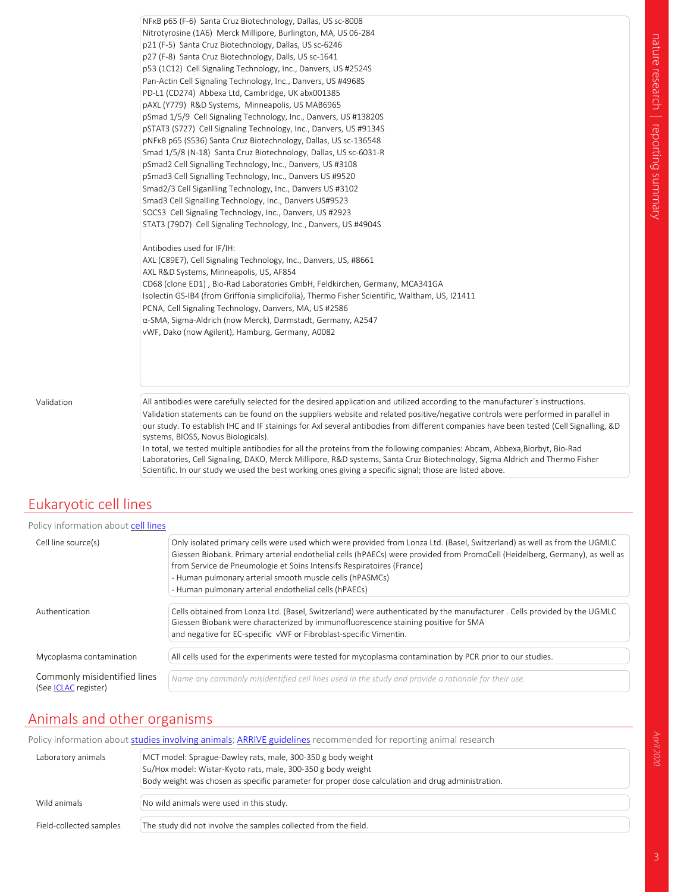NFκB p65 (F-6) Santa Cruz Biotechnology, Dallas, US sc-8008
Nitrotyrosine (1A6) Merck Millipore, Burlington, MA, US 06-284
p21 (F-5) Santa Cruz Biotechnology, Dallas, US sc-6246
p27 (F-8) Santa Cruz Biotechnology, Dalls, US sc-1641
p53 (1C12) Cell Signaling Technology, Inc., Danvers, US #2524S
Pan-Actin Cell Signaling Technology, Inc., Danvers, US #4968S
PD-L1 (CD274) Abbexa Ltd, Cambridge, UK abx001385
pAXL (Y779) R&D Systems, Minneapolis, US MAB6965
pSmad 1/5/9 Cell Signaling Technology, Inc., Danvers, US #13820S
pSTAT3 (S727) Cell Signaling Technology, Inc., Danvers, US #9134S
pNFκB p65 (S536) Santa Cruz Biotechnology, Dallas, US sc-136548
Smad 1/5/8 (N-18) Santa Cruz Biotechnology, Dallas, US sc-6031-R
pSmad2 Cell Signalling Technology, Inc., Danvers, US #3108
pSmad3 Cell Signalling Technology, Inc., Danvers US #9520
Smad2/3 Cell Siganlling Technology, Inc., Danvers US #3102
Smad3 Cell Signalling Technology, Inc., Danvers US#9523
SOCS3 Cell Signaling Technology, Inc., Danvers, US #2923
STAT3 (79D7) Cell Signaling Technology, Inc., Danvers, US #4904S

Antibodies used for IF/IH:
AXL (C89E7), Cell Signaling Technology, Inc., Danvers, US, #8661
AXL R&D Systems, Minneapolis, US, AF854
CD68 (clone ED1) , Bio-Rad Laboratories GmbH, Feldkirchen, Germany, MCA341GA
Isolectin GS-IB4 (from Griffonia simplicifolia), Thermo Fisher Scientific, Waltham, US, I21411
PCNA, Cell Signaling Technology, Danvers, MA, US #2586
α-SMA, Sigma-Aldrich (now Merck), Darmstadt, Germany, A2547
vWF, Dako (now Agilent), Hamburg, Germany, A0082

Validation

All antibodies were carefully selected for the desired application and utilized according to the manufacturer´s instructions. Validation statements can be found on the suppliers website and related positive/negative controls were performed in parallel in our study. To establish IHC and IF stainings for Axl several antibodies from different companies have been tested (Cell Signalling, &D systems, BIOSS, Novus Biologicals).
In total, we tested multiple antibodies for all the proteins from the following companies: Abcam, Abbexa,Biorbyt, Bio-Rad Laboratories, Cell Signaling, DAKO, Merck Millipore, R&D systems, Santa Cruz Biotechnology, Sigma Aldrich and Thermo Fisher Scientific. In our study we used the best working ones giving a specific signal; those are listed above.

## Eukaryotic cell lines

Policy information about cell lines

Cell line source(s)

Only isolated primary cells were used which were provided from Lonza Ltd. (Basel, Switzerland) as well as from the UGMLC Giessen Biobank. Primary arterial endothelial cells (hPAECs) were provided from PromoCell (Heidelberg, Germany), as well as from Service de Pneumologie et Soins Intensifs Respiratoires (France)
- Human pulmonary arterial smooth muscle cells (hPASMCs)
- Human pulmonary arterial endothelial cells (hPAECs)

Authentication

Cells obtained from Lonza Ltd. (Basel, Switzerland) were authenticated by the manufacturer . Cells provided by the UGMLC Giessen Biobank were characterized by immunofluorescence staining positive for SMA and negative for EC-specific vWF or Fibroblast-specific Vimentin.

Mycoplasma contamination

All cells used for the experiments were tested for mycoplasma contamination by PCR prior to our studies.

Commonly misidentified lines (See ICLAC register)

*Name any commonly misidentified cell lines used in the study and provide a rationale for their use.*

## Animals and other organisms

Policy information about studies involving animals; ARRIVE guidelines recommended for reporting animal research

Laboratory animals

MCT model: Sprague-Dawley rats, male, 300-350 g body weight
Su/Hox model: Wistar-Kyoto rats, male, 300-350 g body weight
Body weight was chosen as specific parameter for proper dose calculation and drug administration.

Wild animals

No wild animals were used in this study.

Field-collected samples

The study did not involve the samples collected from the field.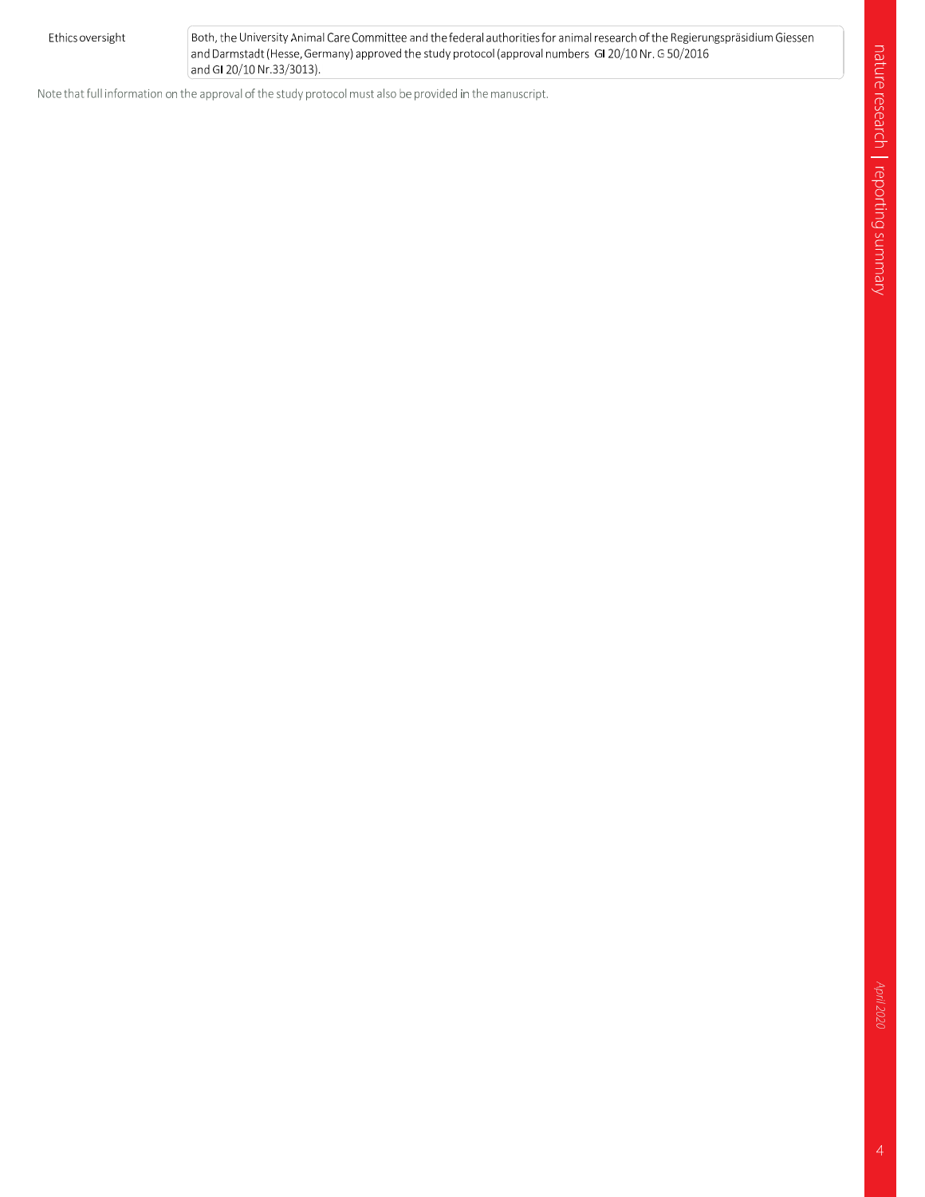| | |
|---|---|
| Ethics oversight | Both, the University Animal Care Committee and the federal authorities for animal research of the Regierungspräsidium Giessen and Darmstadt (Hesse, Germany) approved the study protocol (approval numbers GI 20/10 Nr. G 50/2016 and GI 20/10 Nr.33/3013). |

Note that full information on the approval of the study protocol must also be provided in the manuscript.